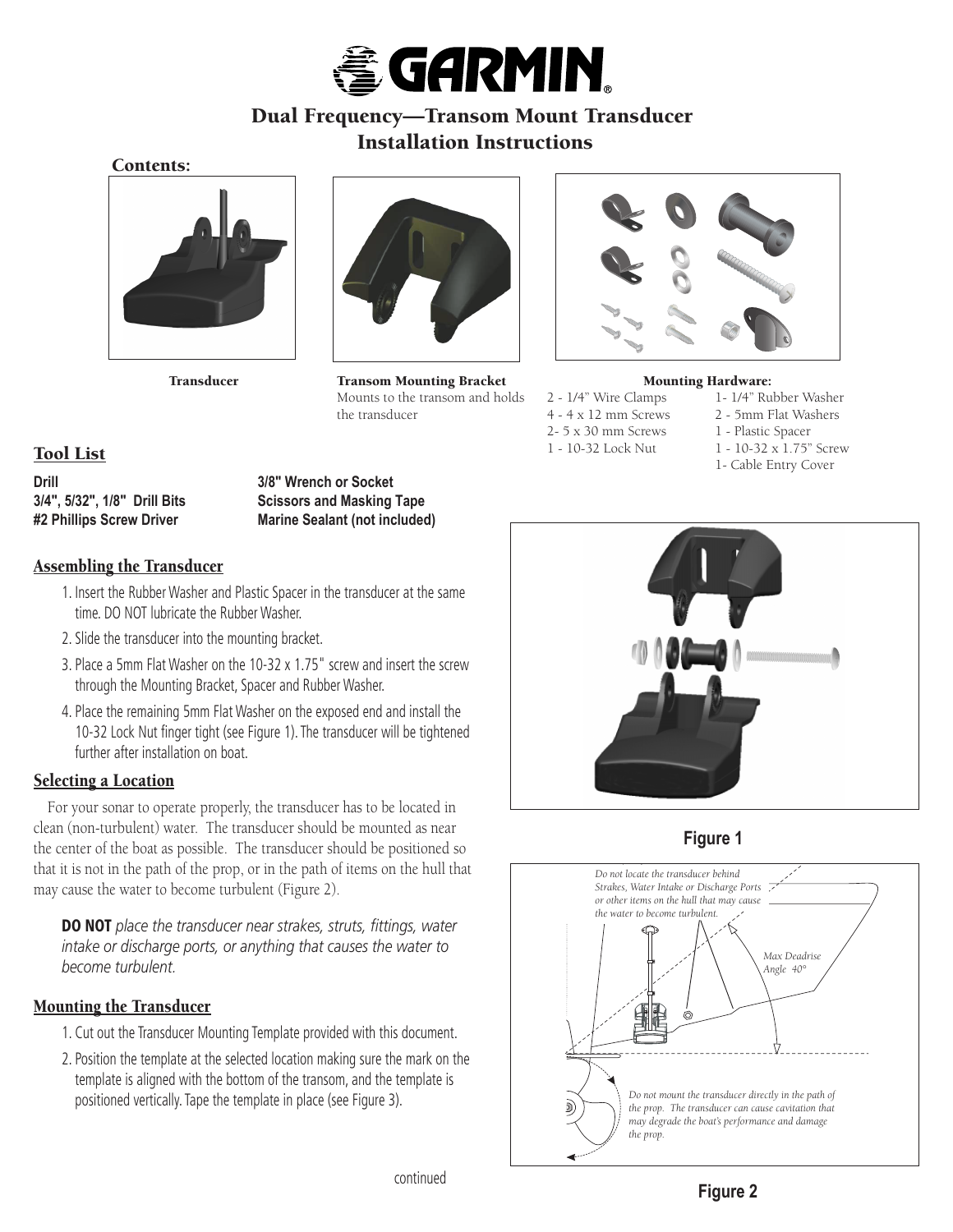# GARMIN

## Dual Frequency—Transom Mount Transducer Installation Instructions

### Contents:

**Transducer**

**Transom Mounting Bracket**
Mounts to the transom and holds the transducer

**Mounting Hardware:**

| | |
|---|---|
| 2 - 1/4" Wire Clamps | 1- 1/4" Rubber Washer |
| 4 - 4 x 12 mm Screws | 2 - 5mm Flat Washers |
| 2- 5 x 30 mm Screws | 1 - Plastic Spacer |
| 1 - 10-32 Lock Nut | 1 - 10-32 x 1.75" Screw |
| | 1- Cable Entry Cover |

## Tool List

| | |
|---|---|
| **Drill** | **3/8" Wrench or Socket** |
| **3/4", 5/32", 1/8" Drill Bits** | **Scissors and Masking Tape** |
| **#2 Phillips Screw Driver** | **Marine Sealant (not included)** |

## Assembling the Transducer

1. Insert the Rubber Washer and Plastic Spacer in the transducer at the same time. DO NOT lubricate the Rubber Washer.
2. Slide the transducer into the mounting bracket.
3. Place a 5mm Flat Washer on the 10-32 x 1.75" screw and insert the screw through the Mounting Bracket, Spacer and Rubber Washer.
4. Place the remaining 5mm Flat Washer on the exposed end and install the 10-32 Lock Nut finger tight (see Figure 1). The transducer will be tightened further after installation on boat.

**Figure 1**

## Selecting a Location

For your sonar to operate properly, the transducer has to be located in clean (non-turbulent) water. The transducer should be mounted as near the center of the boat as possible. The transducer should be positioned so that it is not in the path of the prop, or in the path of items on the hull that may cause the water to become turbulent (Figure 2).

**DO NOT** *place the transducer near strakes, struts, fittings, water intake or discharge ports, or anything that causes the water to become turbulent.*

*Do not locate the transducer behind Strakes, Water Intake or Discharge Ports or other items on the hull that may cause the water to become turbulent.*

*Max Deadrise Angle 40°*

*Do not mount the transducer directly in the path of the prop. The transducer can cause cavitation that may degrade the boat's performance and damage the prop.*

**Figure 2**

## Mounting the Transducer

1. Cut out the Transducer Mounting Template provided with this document.
2. Position the template at the selected location making sure the mark on the template is aligned with the bottom of the transom, and the template is positioned vertically. Tape the template in place (see Figure 3).

continued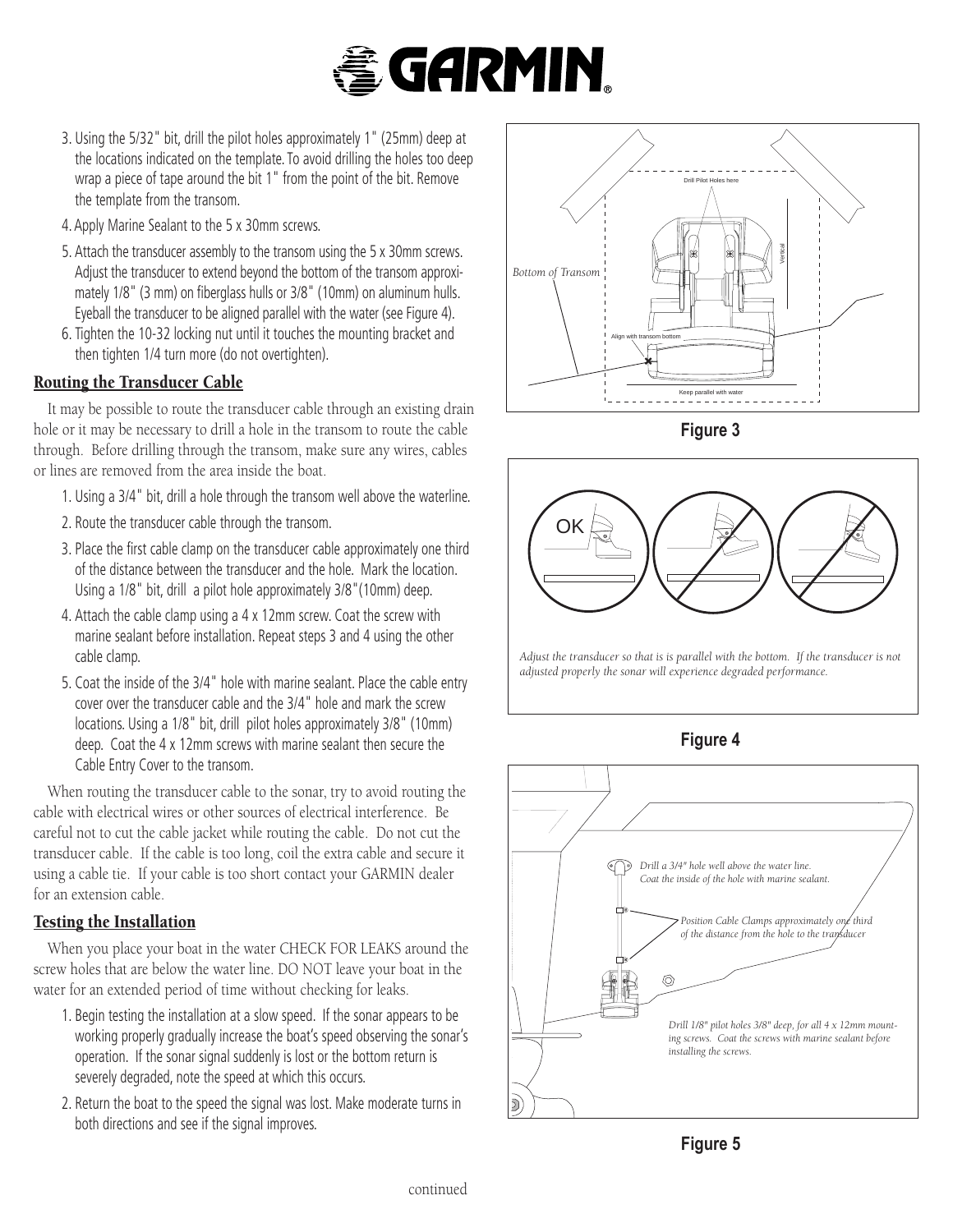3. Using the 5/32" bit, drill the pilot holes approximately 1" (25mm) deep at the locations indicated on the template. To avoid drilling the holes too deep wrap a piece of tape around the bit 1" from the point of the bit. Remove the template from the transom.
4. Apply Marine Sealant to the 5 x 30mm screws.
5. Attach the transducer assembly to the transom using the 5 x 30mm screws. Adjust the transducer to extend beyond the bottom of the transom approximately 1/8" (3 mm) on fiberglass hulls or 3/8" (10mm) on aluminum hulls. Eyeball the transducer to be aligned parallel with the water (see Figure 4).
6. Tighten the 10-32 locking nut until it touches the mounting bracket and then tighten 1/4 turn more (do not overtighten).

## Routing the Transducer Cable

It may be possible to route the transducer cable through an existing drain hole or it may be necessary to drill a hole in the transom to route the cable through. Before drilling through the transom, make sure any wires, cables or lines are removed from the area inside the boat.

1. Using a 3/4" bit, drill a hole through the transom well above the waterline.
2. Route the transducer cable through the transom.
3. Place the first cable clamp on the transducer cable approximately one third of the distance between the transducer and the hole. Mark the location. Using a 1/8" bit, drill a pilot hole approximately 3/8"(10mm) deep.
4. Attach the cable clamp using a 4 x 12mm screw. Coat the screw with marine sealant before installation. Repeat steps 3 and 4 using the other cable clamp.
5. Coat the inside of the 3/4" hole with marine sealant. Place the cable entry cover over the transducer cable and the 3/4" hole and mark the screw locations. Using a 1/8" bit, drill pilot holes approximately 3/8" (10mm) deep. Coat the 4 x 12mm screws with marine sealant then secure the Cable Entry Cover to the transom.

When routing the transducer cable to the sonar, try to avoid routing the cable with electrical wires or other sources of electrical interference. Be careful not to cut the cable jacket while routing the cable. Do not cut the transducer cable. If the cable is too long, coil the extra cable and secure it using a cable tie. If your cable is too short contact your GARMIN dealer for an extension cable.

## Testing the Installation

When you place your boat in the water CHECK FOR LEAKS around the screw holes that are below the water line. DO NOT leave your boat in the water for an extended period of time without checking for leaks.

1. Begin testing the installation at a slow speed. If the sonar appears to be working properly gradually increase the boat's speed observing the sonar's operation. If the sonar signal suddenly is lost or the bottom return is severely degraded, note the speed at which this occurs.
2. Return the boat to the speed the signal was lost. Make moderate turns in both directions and see if the signal improves.

Drill Pilot Holes here

Vertical

*Bottom of Transom*

Align with transom bottom

Keep parallel with water

**Figure 3**

OK

*Adjust the transducer so that is is parallel with the bottom. If the transducer is not adjusted properly the sonar will experience degraded performance.*

**Figure 4**

*Drill a 3/4" hole well above the water line. Coat the inside of the hole with marine sealant.*

*Position Cable Clamps approximately one third of the distance from the hole to the transducer*

*Drill 1/8" pilot holes 3/8" deep, for all 4 x 12mm mounting screws. Coat the screws with marine sealant before installing the screws.*

**Figure 5**

continued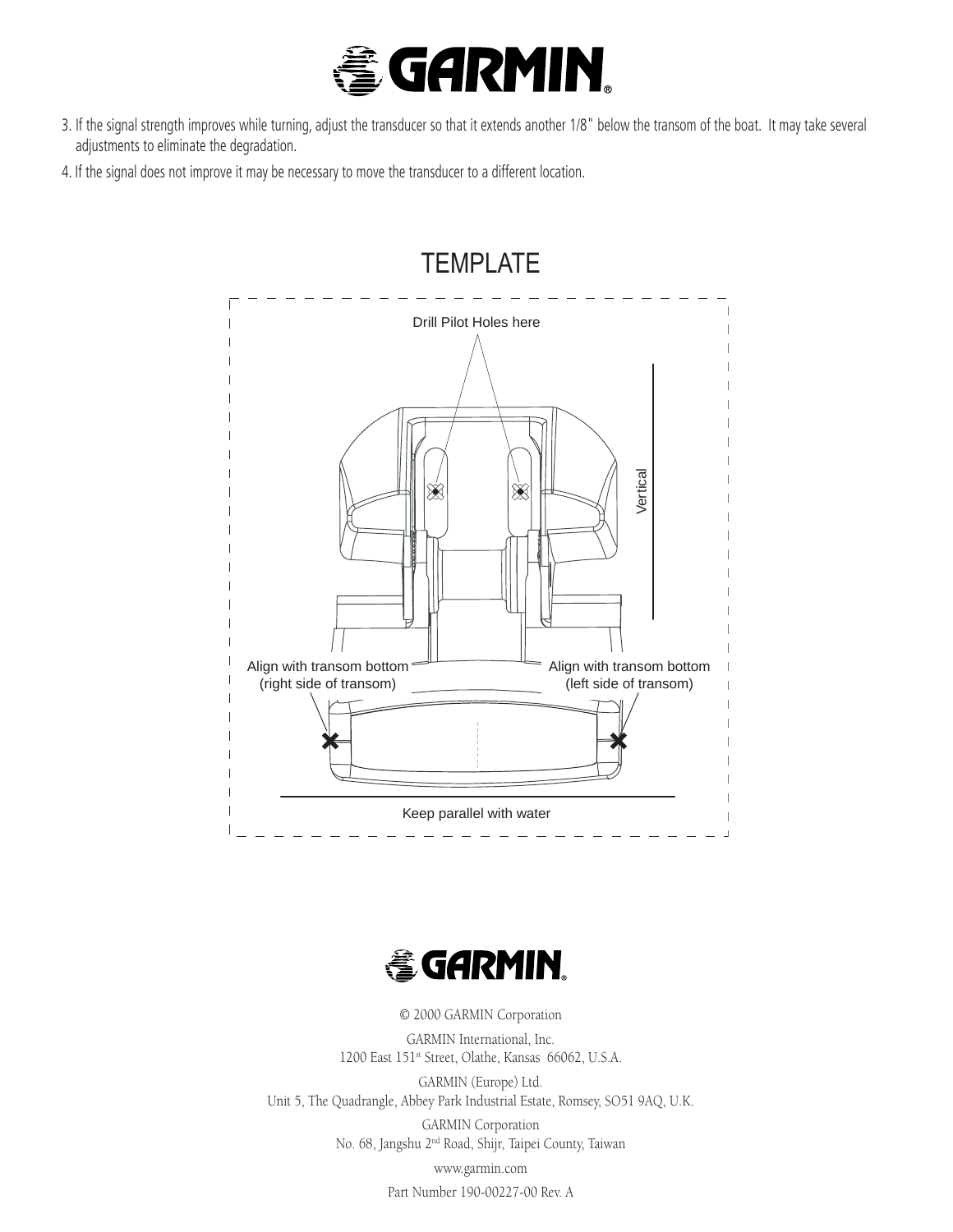3. If the signal strength improves while turning, adjust the transducer so that it extends another 1/8" below the transom of the boat. It may take several adjustments to eliminate the degradation.
4. If the signal does not improve it may be necessary to move the transducer to a different location.

## TEMPLATE

Drill Pilot Holes here

Vertical

Align with transom bottom (right side of transom)

Align with transom bottom (left side of transom)

Keep parallel with water

© 2000 GARMIN Corporation

GARMIN International, Inc.
1200 East 151st Street, Olathe, Kansas 66062, U.S.A.

GARMIN (Europe) Ltd.
Unit 5, The Quadrangle, Abbey Park Industrial Estate, Romsey, SO51 9AQ, U.K.

GARMIN Corporation
No. 68, Jangshu 2nd Road, Shijr, Taipei County, Taiwan

www.garmin.com

Part Number 190-00227-00 Rev. A